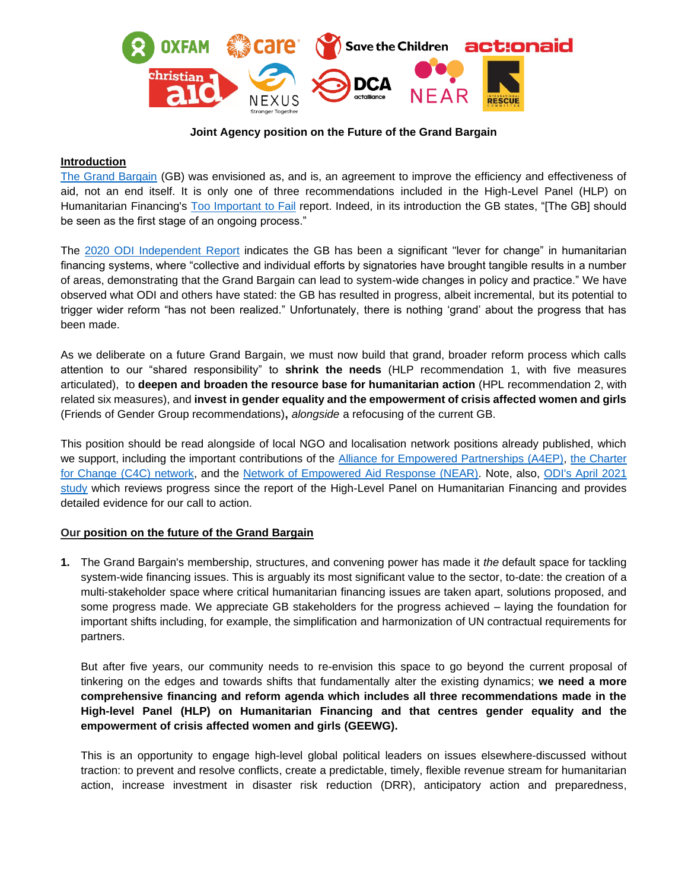**Joint Agency position on the Future of the Grand Bargain**

## Introduction

The Grand Bargain (GB) was envisioned as, and is, an agreement to improve the efficiency and effectiveness of aid, not an end itself. It is only one of three recommendations included in the High-Level Panel (HLP) on Humanitarian Financing's Too Important to Fail report. Indeed, in its introduction the GB states, "[The GB] should be seen as the first stage of an ongoing process."

The 2020 ODI Independent Report indicates the GB has been a significant "lever for change" in humanitarian financing systems, where "collective and individual efforts by signatories have brought tangible results in a number of areas, demonstrating that the Grand Bargain can lead to system-wide changes in policy and practice." We have observed what ODI and others have stated: the GB has resulted in progress, albeit incremental, but its potential to trigger wider reform "has not been realized." Unfortunately, there is nothing 'grand' about the progress that has been made.

As we deliberate on a future Grand Bargain, we must now build that grand, broader reform process which calls attention to our "shared responsibility" to **shrink the needs** (HLP recommendation 1, with five measures articulated), to **deepen and broaden the resource base for humanitarian action** (HPL recommendation 2, with related six measures), and **invest in gender equality and the empowerment of crisis affected women and girls** (Friends of Gender Group recommendations)**,** *alongside* a refocusing of the current GB.

This position should be read alongside of local NGO and localisation network positions already published, which we support, including the important contributions of the Alliance for Empowered Partnerships (A4EP), the Charter for Change (C4C) network, and the Network of Empowered Aid Response (NEAR). Note, also, ODI's April 2021 study which reviews progress since the report of the High-Level Panel on Humanitarian Financing and provides detailed evidence for our call to action.

## Our position on the future of the Grand Bargain

1. The Grand Bargain's membership, structures, and convening power has made it *the* default space for tackling system-wide financing issues. This is arguably its most significant value to the sector, to-date: the creation of a multi-stakeholder space where critical humanitarian financing issues are taken apart, solutions proposed, and some progress made. We appreciate GB stakeholders for the progress achieved – laying the foundation for important shifts including, for example, the simplification and harmonization of UN contractual requirements for partners.

   But after five years, our community needs to re-envision this space to go beyond the current proposal of tinkering on the edges and towards shifts that fundamentally alter the existing dynamics; **we need a more comprehensive financing and reform agenda which includes all three recommendations made in the High-level Panel (HLP) on Humanitarian Financing and that centres gender equality and the empowerment of crisis affected women and girls (GEEWG).**

   This is an opportunity to engage high-level global political leaders on issues elsewhere-discussed without traction: to prevent and resolve conflicts, create a predictable, timely, flexible revenue stream for humanitarian action, increase investment in disaster risk reduction (DRR), anticipatory action and preparedness,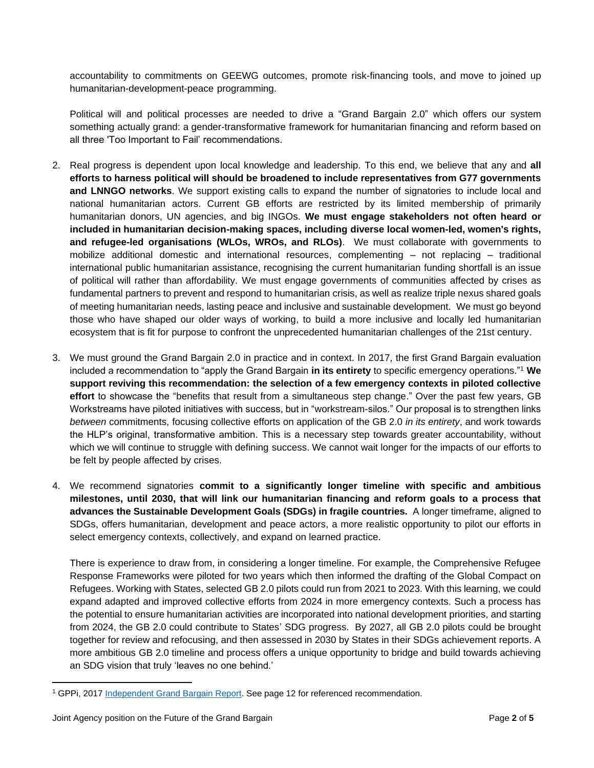accountability to commitments on GEEWG outcomes, promote risk-financing tools, and move to joined up humanitarian-development-peace programming.

Political will and political processes are needed to drive a "Grand Bargain 2.0" which offers our system something actually grand: a gender-transformative framework for humanitarian financing and reform based on all three 'Too Important to Fail' recommendations.

2. Real progress is dependent upon local knowledge and leadership. To this end, we believe that any and **all efforts to harness political will should be broadened to include representatives from G77 governments and LNNGO networks**. We support existing calls to expand the number of signatories to include local and national humanitarian actors. Current GB efforts are restricted by its limited membership of primarily humanitarian donors, UN agencies, and big INGOs. **We must engage stakeholders not often heard or included in humanitarian decision-making spaces, including diverse local women-led, women's rights, and refugee-led organisations (WLOs, WROs, and RLOs)**. We must collaborate with governments to mobilize additional domestic and international resources, complementing – not replacing – traditional international public humanitarian assistance, recognising the current humanitarian funding shortfall is an issue of political will rather than affordability. We must engage governments of communities affected by crises as fundamental partners to prevent and respond to humanitarian crisis, as well as realize triple nexus shared goals of meeting humanitarian needs, lasting peace and inclusive and sustainable development. We must go beyond those who have shaped our older ways of working, to build a more inclusive and locally led humanitarian ecosystem that is fit for purpose to confront the unprecedented humanitarian challenges of the 21st century.

3. We must ground the Grand Bargain 2.0 in practice and in context. In 2017, the first Grand Bargain evaluation included a recommendation to "apply the Grand Bargain **in its entirety** to specific emergency operations."[1] **We support reviving this recommendation: the selection of a few emergency contexts in piloted collective effort** to showcase the "benefits that result from a simultaneous step change." Over the past few years, GB Workstreams have piloted initiatives with success, but in "workstream-silos." Our proposal is to strengthen links *between* commitments, focusing collective efforts on application of the GB 2.0 *in its entirety*, and work towards the HLP's original, transformative ambition. This is a necessary step towards greater accountability, without which we will continue to struggle with defining success. We cannot wait longer for the impacts of our efforts to be felt by people affected by crises.

4. We recommend signatories **commit to a significantly longer timeline with specific and ambitious milestones, until 2030, that will link our humanitarian financing and reform goals to a process that advances the Sustainable Development Goals (SDGs) in fragile countries.** A longer timeframe, aligned to SDGs, offers humanitarian, development and peace actors, a more realistic opportunity to pilot our efforts in select emergency contexts, collectively, and expand on learned practice.

   There is experience to draw from, in considering a longer timeline. For example, the Comprehensive Refugee Response Frameworks were piloted for two years which then informed the drafting of the Global Compact on Refugees. Working with States, selected GB 2.0 pilots could run from 2021 to 2023. With this learning, we could expand adapted and improved collective efforts from 2024 in more emergency contexts. Such a process has the potential to ensure humanitarian activities are incorporated into national development priorities, and starting from 2024, the GB 2.0 could contribute to States' SDG progress. By 2027, all GB 2.0 pilots could be brought together for review and refocusing, and then assessed in 2030 by States in their SDGs achievement reports. A more ambitious GB 2.0 timeline and process offers a unique opportunity to bridge and build towards achieving an SDG vision that truly 'leaves no one behind.'

---

[1] GPPi, 2017 [Independent Grand Bargain Report](). See page 12 for referenced recommendation.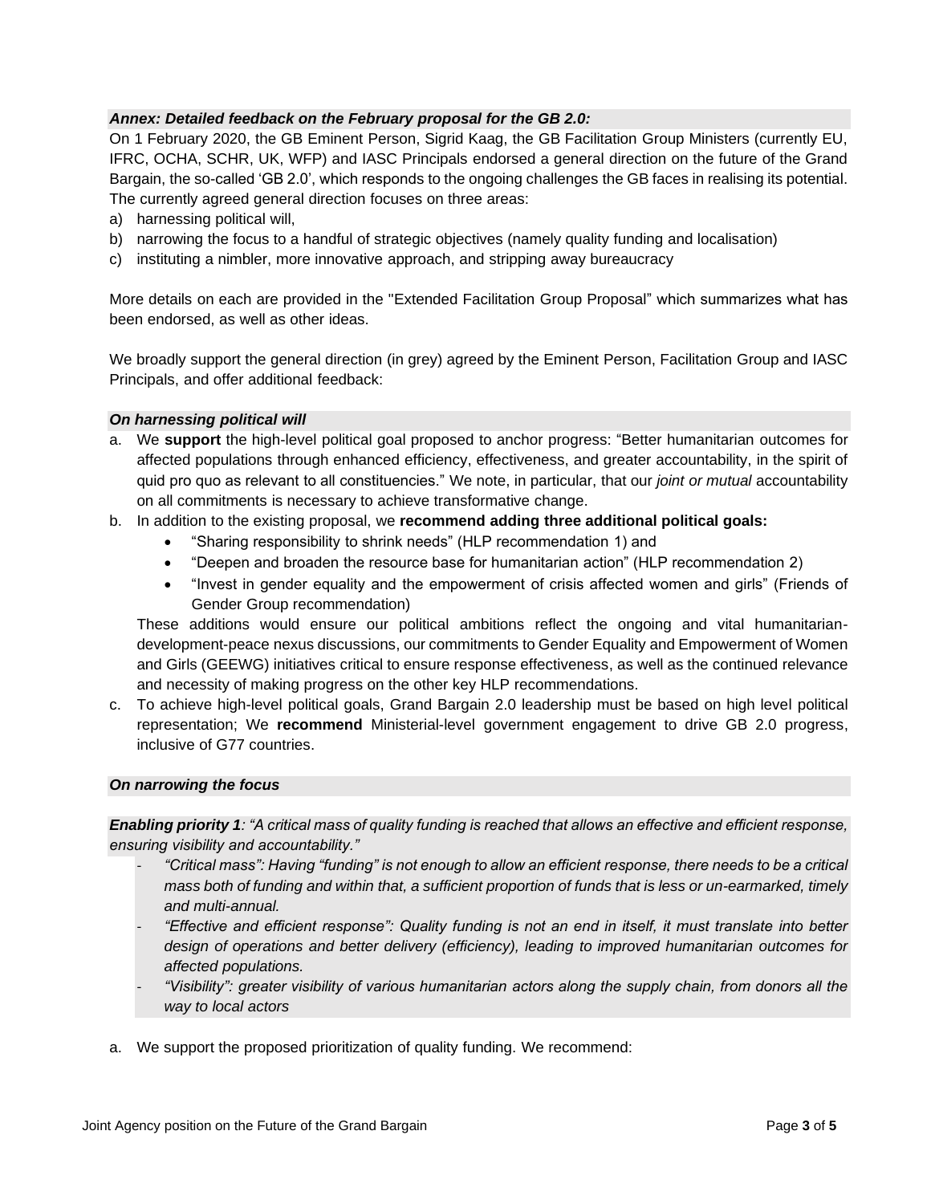***Annex: Detailed feedback on the February proposal for the GB 2.0:***

On 1 February 2020, the GB Eminent Person, Sigrid Kaag, the GB Facilitation Group Ministers (currently EU, IFRC, OCHA, SCHR, UK, WFP) and IASC Principals endorsed a general direction on the future of the Grand Bargain, the so-called 'GB 2.0', which responds to the ongoing challenges the GB faces in realising its potential. The currently agreed general direction focuses on three areas:

a) harnessing political will,
b) narrowing the focus to a handful of strategic objectives (namely quality funding and localisation)
c) instituting a nimbler, more innovative approach, and stripping away bureaucracy

More details on each are provided in the "Extended Facilitation Group Proposal" which summarizes what has been endorsed, as well as other ideas.

We broadly support the general direction (in grey) agreed by the Eminent Person, Facilitation Group and IASC Principals, and offer additional feedback:

***On harnessing political will***

a. We **support** the high-level political goal proposed to anchor progress: "Better humanitarian outcomes for affected populations through enhanced efficiency, effectiveness, and greater accountability, in the spirit of quid pro quo as relevant to all constituencies." We note, in particular, that our *joint or mutual* accountability on all commitments is necessary to achieve transformative change.

b. In addition to the existing proposal, we **recommend adding three additional political goals:**
   - "Sharing responsibility to shrink needs" (HLP recommendation 1) and
   - "Deepen and broaden the resource base for humanitarian action" (HLP recommendation 2)
   - "Invest in gender equality and the empowerment of crisis affected women and girls" (Friends of Gender Group recommendation)

   These additions would ensure our political ambitions reflect the ongoing and vital humanitarian-development-peace nexus discussions, our commitments to Gender Equality and Empowerment of Women and Girls (GEEWG) initiatives critical to ensure response effectiveness, as well as the continued relevance and necessity of making progress on the other key HLP recommendations.

c. To achieve high-level political goals, Grand Bargain 2.0 leadership must be based on high level political representation; We **recommend** Ministerial-level government engagement to drive GB 2.0 progress, inclusive of G77 countries.

***On narrowing the focus***

***Enabling priority 1****: "A critical mass of quality funding is reached that allows an effective and efficient response, ensuring visibility and accountability."*

- *"Critical mass": Having "funding" is not enough to allow an efficient response, there needs to be a critical mass both of funding and within that, a sufficient proportion of funds that is less or un-earmarked, timely and multi-annual.*
- *"Effective and efficient response": Quality funding is not an end in itself, it must translate into better design of operations and better delivery (efficiency), leading to improved humanitarian outcomes for affected populations.*
- *"Visibility": greater visibility of various humanitarian actors along the supply chain, from donors all the way to local actors*

a. We support the proposed prioritization of quality funding. We recommend: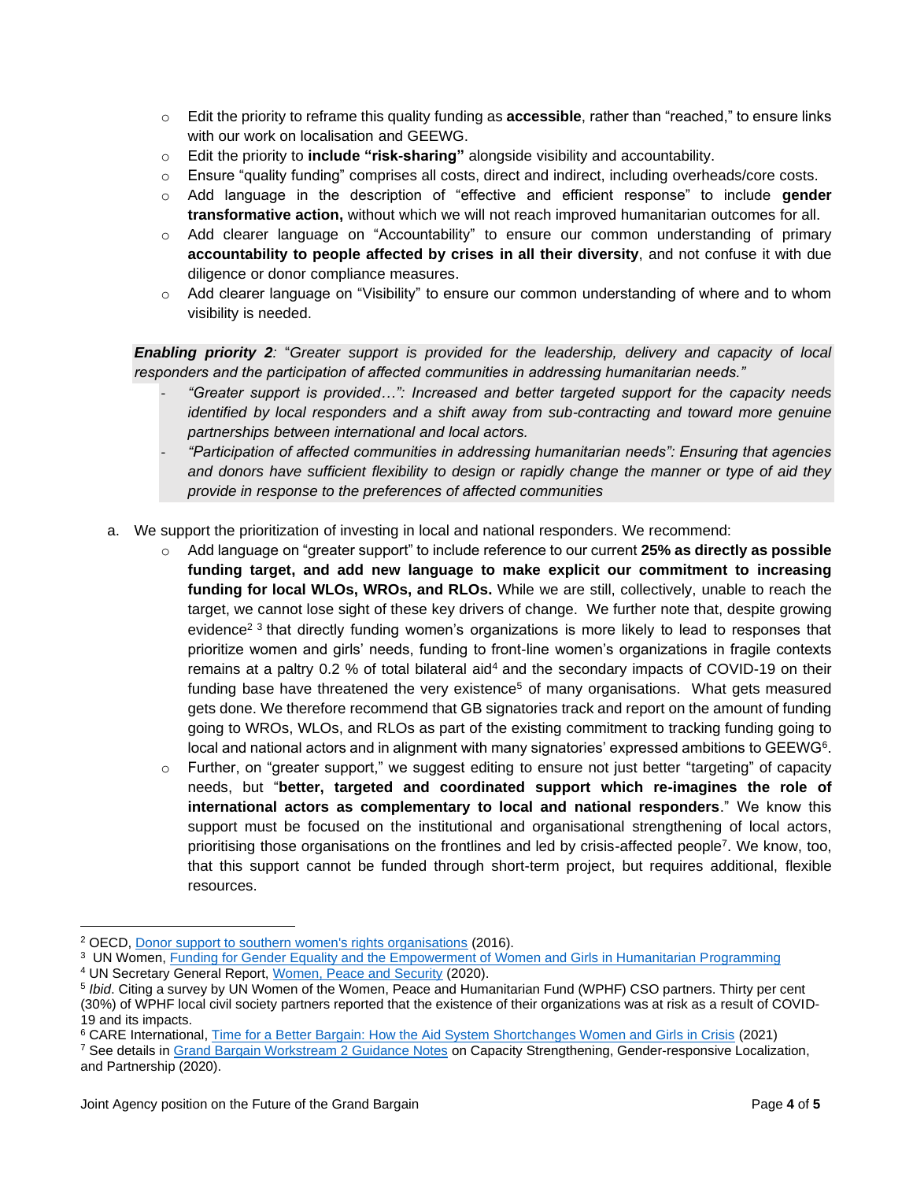- Edit the priority to reframe this quality funding as **accessible**, rather than "reached," to ensure links with our work on localisation and GEEWG.
- Edit the priority to **include "risk-sharing"** alongside visibility and accountability.
- Ensure "quality funding" comprises all costs, direct and indirect, including overheads/core costs.
- Add language in the description of "effective and efficient response" to include **gender transformative action,** without which we will not reach improved humanitarian outcomes for all.
- Add clearer language on "Accountability" to ensure our common understanding of primary **accountability to people affected by crises in all their diversity**, and not confuse it with due diligence or donor compliance measures.
- Add clearer language on "Visibility" to ensure our common understanding of where and to whom visibility is needed.

***Enabling priority 2**: "Greater support is provided for the leadership, delivery and capacity of local responders and the participation of affected communities in addressing humanitarian needs."*

- *"Greater support is provided…": Increased and better targeted support for the capacity needs identified by local responders and a shift away from sub-contracting and toward more genuine partnerships between international and local actors.*
- *"Participation of affected communities in addressing humanitarian needs": Ensuring that agencies and donors have sufficient flexibility to design or rapidly change the manner or type of aid they provide in response to the preferences of affected communities*

a. We support the prioritization of investing in local and national responders. We recommend:
   - Add language on "greater support" to include reference to our current **25% as directly as possible funding target, and add new language to make explicit our commitment to increasing funding for local WLOs, WROs, and RLOs.** While we are still, collectively, unable to reach the target, we cannot lose sight of these key drivers of change. We further note that, despite growing evidence[2] [3] that directly funding women's organizations is more likely to lead to responses that prioritize women and girls' needs, funding to front-line women's organizations in fragile contexts remains at a paltry 0.2 % of total bilateral aid[4] and the secondary impacts of COVID-19 on their funding base have threatened the very existence[5] of many organisations. What gets measured gets done. We therefore recommend that GB signatories track and report on the amount of funding going to WROs, WLOs, and RLOs as part of the existing commitment to tracking funding going to local and national actors and in alignment with many signatories' expressed ambitions to GEEWG[6].
   - Further, on "greater support," we suggest editing to ensure not just better "targeting" of capacity needs, but "**better, targeted and coordinated support which re-imagines the role of international actors as complementary to local and national responders**." We know this support must be focused on the institutional and organisational strengthening of local actors, prioritising those organisations on the frontlines and led by crisis-affected people[7]. We know, too, that this support cannot be funded through short-term project, but requires additional, flexible resources.

---

[2] OECD, Donor support to southern women's rights organisations (2016).

[3] UN Women, Funding for Gender Equality and the Empowerment of Women and Girls in Humanitarian Programming

[4] UN Secretary General Report, Women, Peace and Security (2020).

[5] *Ibid*. Citing a survey by UN Women of the Women, Peace and Humanitarian Fund (WPHF) CSO partners. Thirty per cent (30%) of WPHF local civil society partners reported that the existence of their organizations was at risk as a result of COVID-19 and its impacts.

[6] CARE International, Time for a Better Bargain: How the Aid System Shortchanges Women and Girls in Crisis (2021)

[7] See details in Grand Bargain Workstream 2 Guidance Notes on Capacity Strengthening, Gender-responsive Localization, and Partnership (2020).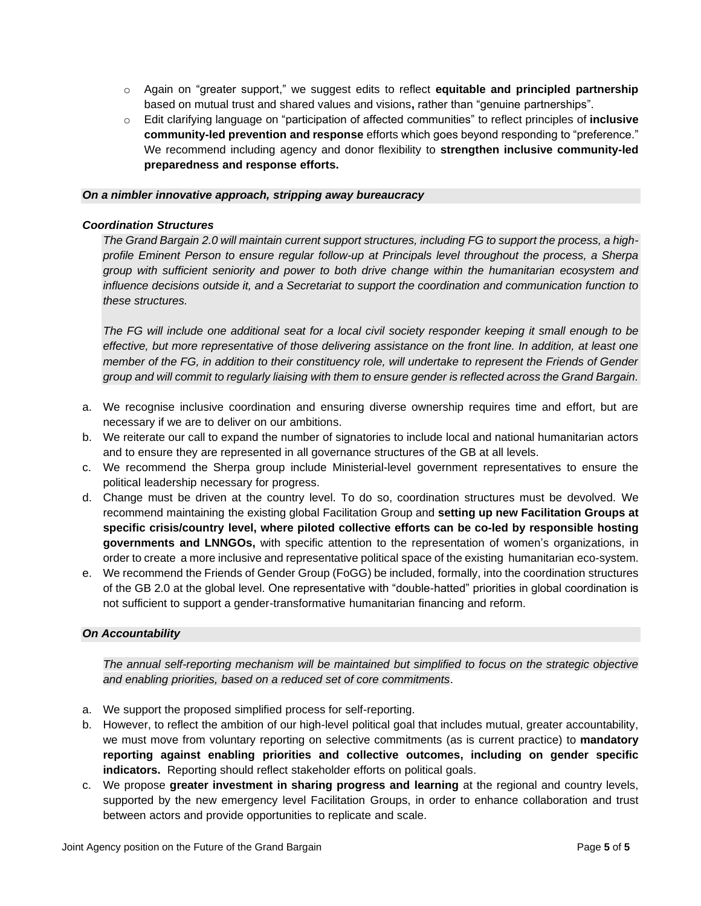- Again on "greater support," we suggest edits to reflect **equitable and principled partnership** based on mutual trust and shared values and visions**,** rather than "genuine partnerships".
- Edit clarifying language on "participation of affected communities" to reflect principles of **inclusive community-led prevention and response** efforts which goes beyond responding to "preference." We recommend including agency and donor flexibility to **strengthen inclusive community-led preparedness and response efforts.**

***On a nimbler innovative approach, stripping away bureaucracy***

***Coordination Structures***

*The Grand Bargain 2.0 will maintain current support structures, including FG to support the process, a high-profile Eminent Person to ensure regular follow-up at Principals level throughout the process, a Sherpa group with sufficient seniority and power to both drive change within the humanitarian ecosystem and influence decisions outside it, and a Secretariat to support the coordination and communication function to these structures.*

*The FG will include one additional seat for a local civil society responder keeping it small enough to be effective, but more representative of those delivering assistance on the front line. In addition, at least one member of the FG, in addition to their constituency role, will undertake to represent the Friends of Gender group and will commit to regularly liaising with them to ensure gender is reflected across the Grand Bargain.*

a. We recognise inclusive coordination and ensuring diverse ownership requires time and effort, but are necessary if we are to deliver on our ambitions.
b. We reiterate our call to expand the number of signatories to include local and national humanitarian actors and to ensure they are represented in all governance structures of the GB at all levels.
c. We recommend the Sherpa group include Ministerial-level government representatives to ensure the political leadership necessary for progress.
d. Change must be driven at the country level. To do so, coordination structures must be devolved. We recommend maintaining the existing global Facilitation Group and **setting up new Facilitation Groups at specific crisis/country level, where piloted collective efforts can be co-led by responsible hosting governments and LNNGOs,** with specific attention to the representation of women's organizations, in order to create a more inclusive and representative political space of the existing humanitarian eco-system.
e. We recommend the Friends of Gender Group (FoGG) be included, formally, into the coordination structures of the GB 2.0 at the global level. One representative with "double-hatted" priorities in global coordination is not sufficient to support a gender-transformative humanitarian financing and reform.

***On Accountability***

*The annual self-reporting mechanism will be maintained but simplified to focus on the strategic objective and enabling priorities, based on a reduced set of core commitments*.

a. We support the proposed simplified process for self-reporting.
b. However, to reflect the ambition of our high-level political goal that includes mutual, greater accountability, we must move from voluntary reporting on selective commitments (as is current practice) to **mandatory reporting against enabling priorities and collective outcomes, including on gender specific indicators.** Reporting should reflect stakeholder efforts on political goals.
c. We propose **greater investment in sharing progress and learning** at the regional and country levels, supported by the new emergency level Facilitation Groups, in order to enhance collaboration and trust between actors and provide opportunities to replicate and scale.